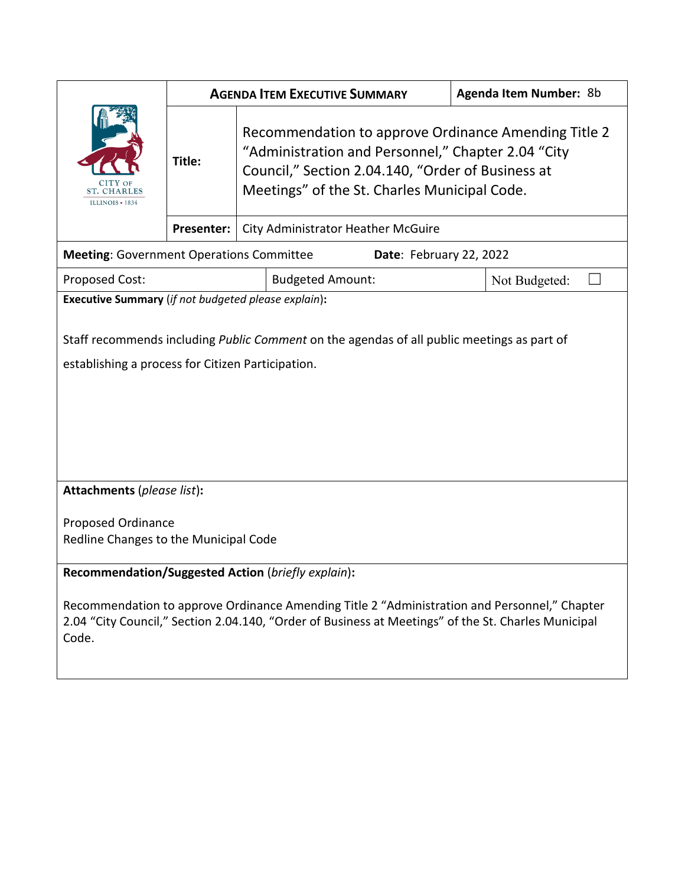| CITY OF ST. CHARLES ILLINOIS • 1834 | **AGENDA ITEM EXECUTIVE SUMMARY** | | **Agenda Item Number:** 8b |
|---|---|---|---|
| | **Title:** | Recommendation to approve Ordinance Amending Title 2 "Administration and Personnel," Chapter 2.04 "City Council," Section 2.04.140, "Order of Business at Meetings" of the St. Charles Municipal Code. | |
| | **Presenter:** | City Administrator Heather McGuire | |

**Meeting**: Government Operations Committee **Date**: February 22, 2022

| Proposed Cost: | Budgeted Amount: | Not Budgeted: ☐ |
|---|---|---|

**Executive Summary** (*if not budgeted please explain*)**:**

Staff recommends including *Public Comment* on the agendas of all public meetings as part of establishing a process for Citizen Participation.

**Attachments** (*please list*)**:**

Proposed Ordinance
Redline Changes to the Municipal Code

**Recommendation/Suggested Action** (*briefly explain*)**:**

Recommendation to approve Ordinance Amending Title 2 "Administration and Personnel," Chapter 2.04 "City Council," Section 2.04.140, "Order of Business at Meetings" of the St. Charles Municipal Code.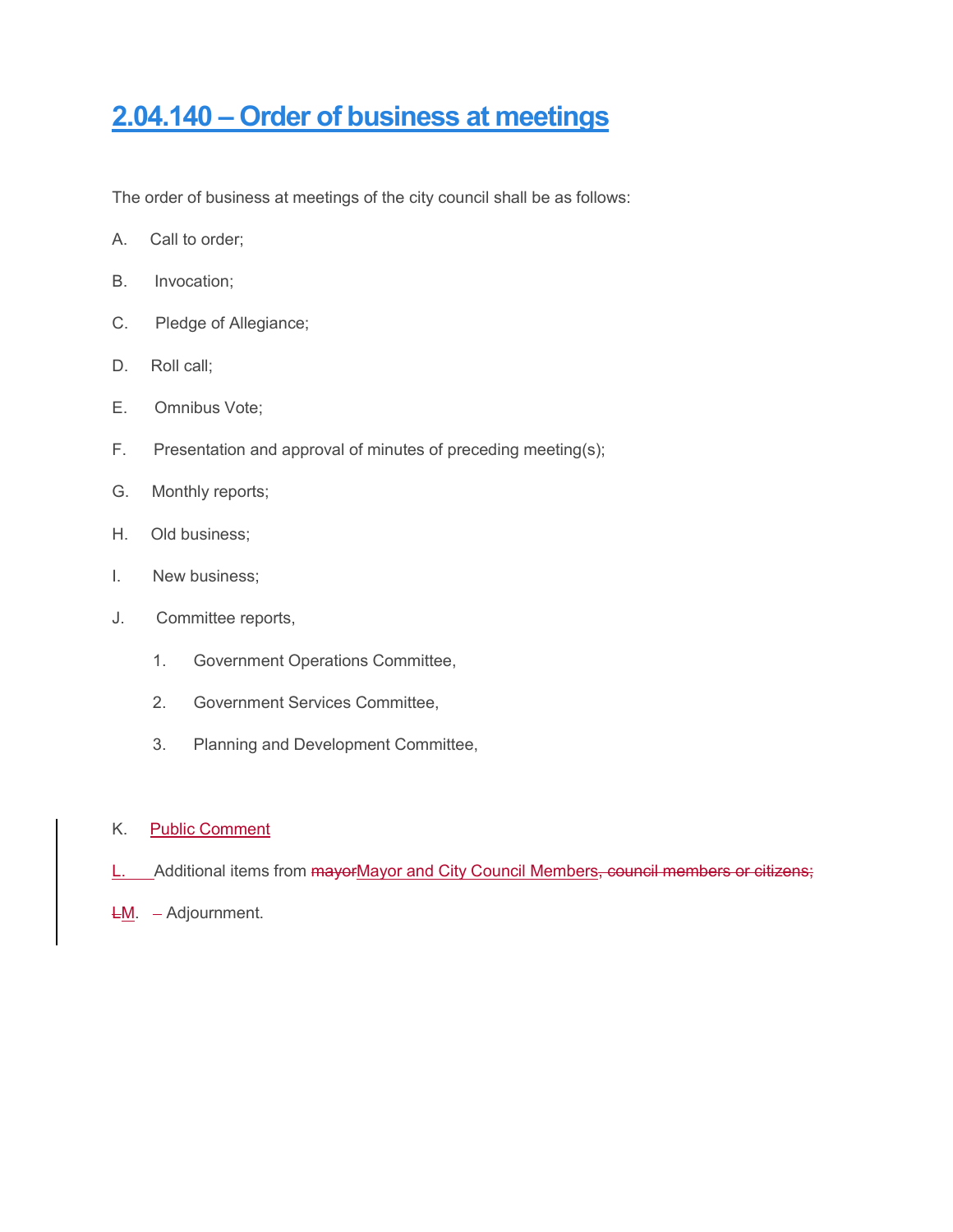# 2.04.140 – Order of business at meetings

The order of business at meetings of the city council shall be as follows:

A. Call to order;

B. Invocation;

C. Pledge of Allegiance;

D. Roll call;

E. Omnibus Vote;

F. Presentation and approval of minutes of preceding meeting(s);

G. Monthly reports;

H. Old business;

I. New business;

J. Committee reports,

1. Government Operations Committee,

2. Government Services Committee,

3. Planning and Development Committee,

K. Public Comment

L. Additional items from ~~mayor~~Mayor and City Council Members~~, council members or citizens;~~

~~L~~M. – Adjournment.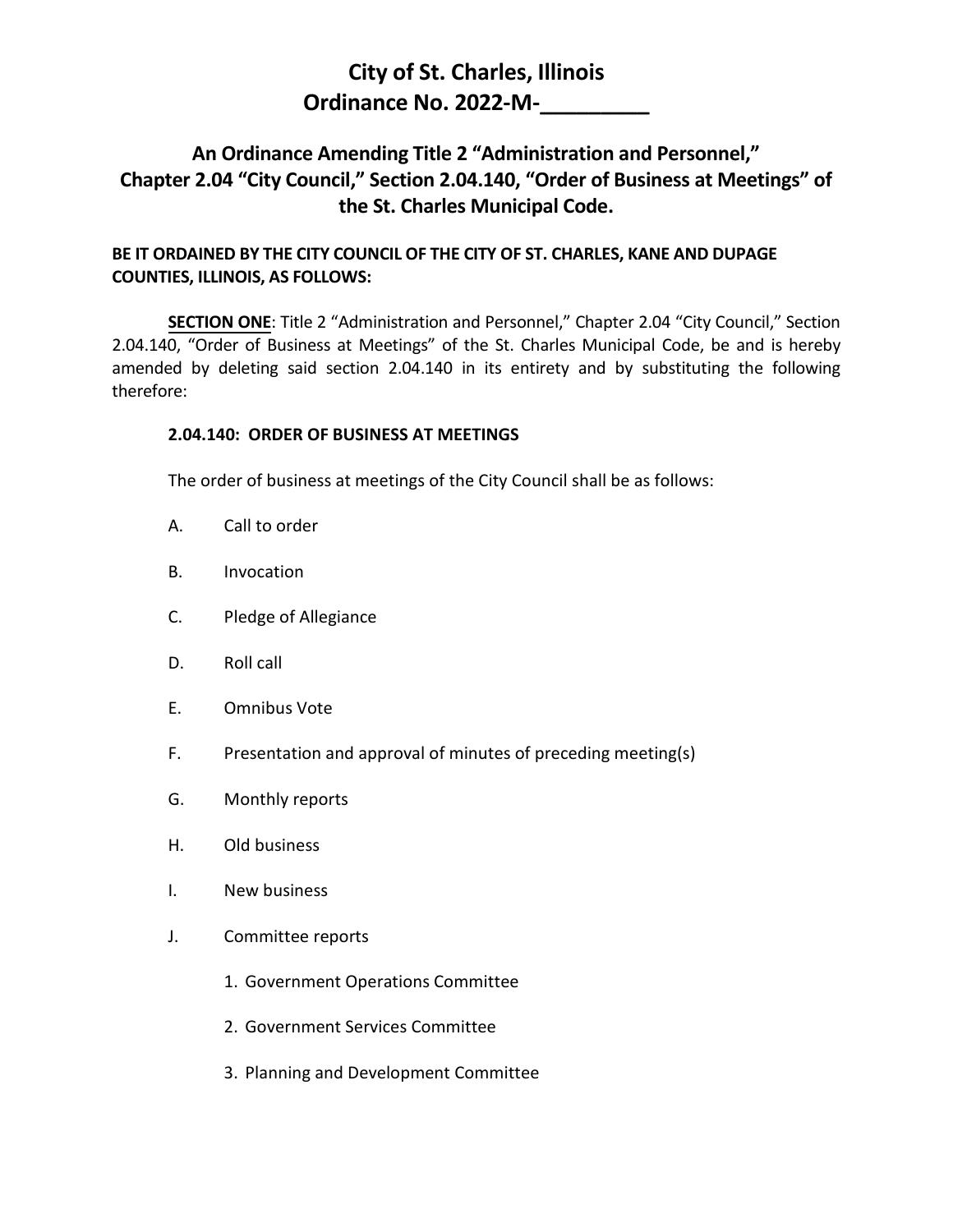# City of St. Charles, Illinois
# Ordinance No. 2022-M-_________

## An Ordinance Amending Title 2 "Administration and Personnel," Chapter 2.04 "City Council," Section 2.04.140, "Order of Business at Meetings" of the St. Charles Municipal Code.

**BE IT ORDAINED BY THE CITY COUNCIL OF THE CITY OF ST. CHARLES, KANE AND DUPAGE COUNTIES, ILLINOIS, AS FOLLOWS:**

**SECTION ONE**: Title 2 "Administration and Personnel," Chapter 2.04 "City Council," Section 2.04.140, "Order of Business at Meetings" of the St. Charles Municipal Code, be and is hereby amended by deleting said section 2.04.140 in its entirety and by substituting the following therefore:

**2.04.140: ORDER OF BUSINESS AT MEETINGS**

The order of business at meetings of the City Council shall be as follows:

A. Call to order

B. Invocation

C. Pledge of Allegiance

D. Roll call

E. Omnibus Vote

F. Presentation and approval of minutes of preceding meeting(s)

G. Monthly reports

H. Old business

I. New business

J. Committee reports

1. Government Operations Committee

2. Government Services Committee

3. Planning and Development Committee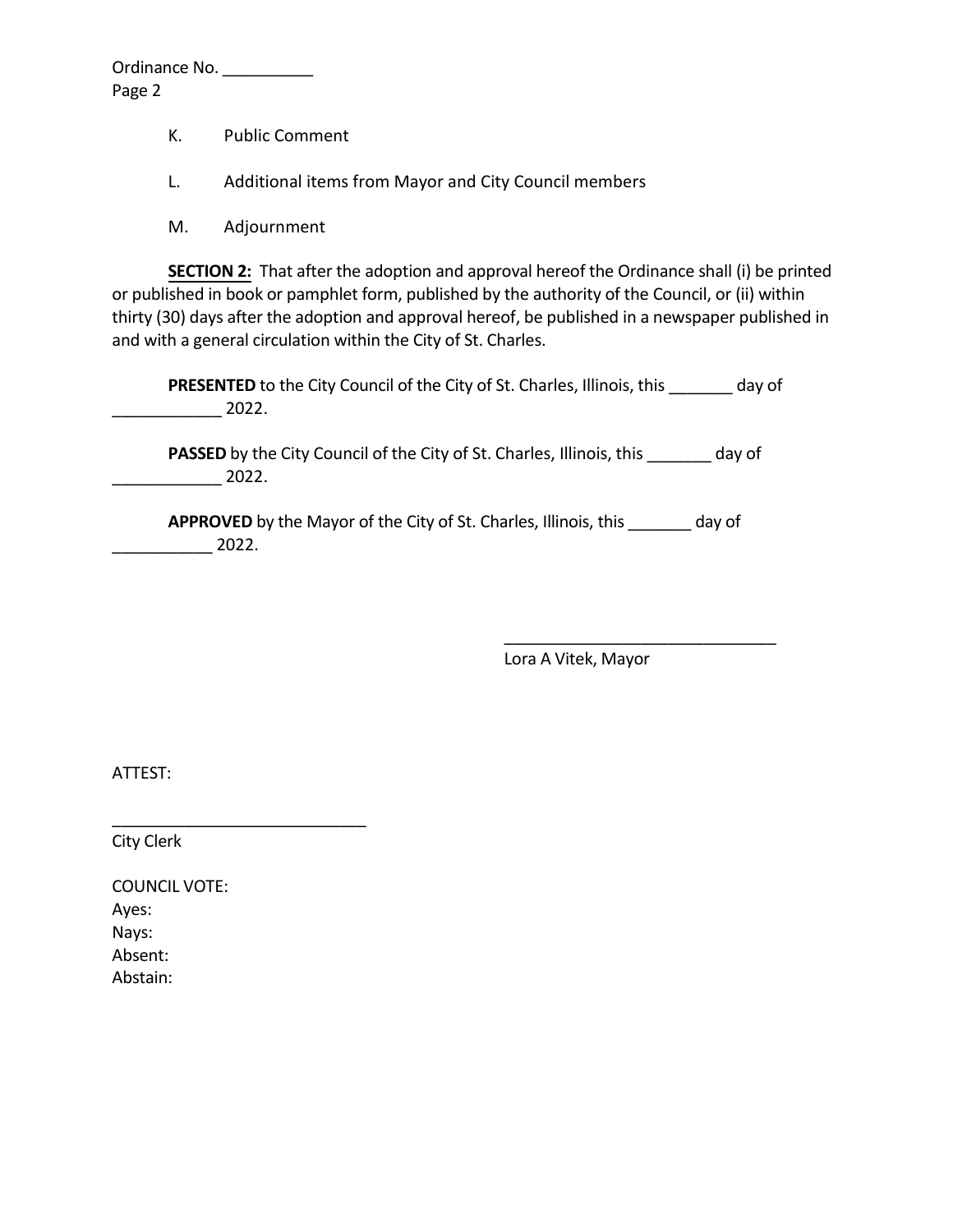Ordinance No. __________

K. Public Comment

L. Additional items from Mayor and City Council members

M. Adjournment

**SECTION 2:** That after the adoption and approval hereof the Ordinance shall (i) be printed or published in book or pamphlet form, published by the authority of the Council, or (ii) within thirty (30) days after the adoption and approval hereof, be published in a newspaper published in and with a general circulation within the City of St. Charles.

**PRESENTED** to the City Council of the City of St. Charles, Illinois, this _______ day of ____________ 2022.

**PASSED** by the City Council of the City of St. Charles, Illinois, this _______ day of ____________ 2022.

**APPROVED** by the Mayor of the City of St. Charles, Illinois, this _______ day of ___________ 2022.

______________________________
Lora A Vitek, Mayor

ATTEST:

____________________________
City Clerk

COUNCIL VOTE:
Ayes:
Nays:
Absent:
Abstain: